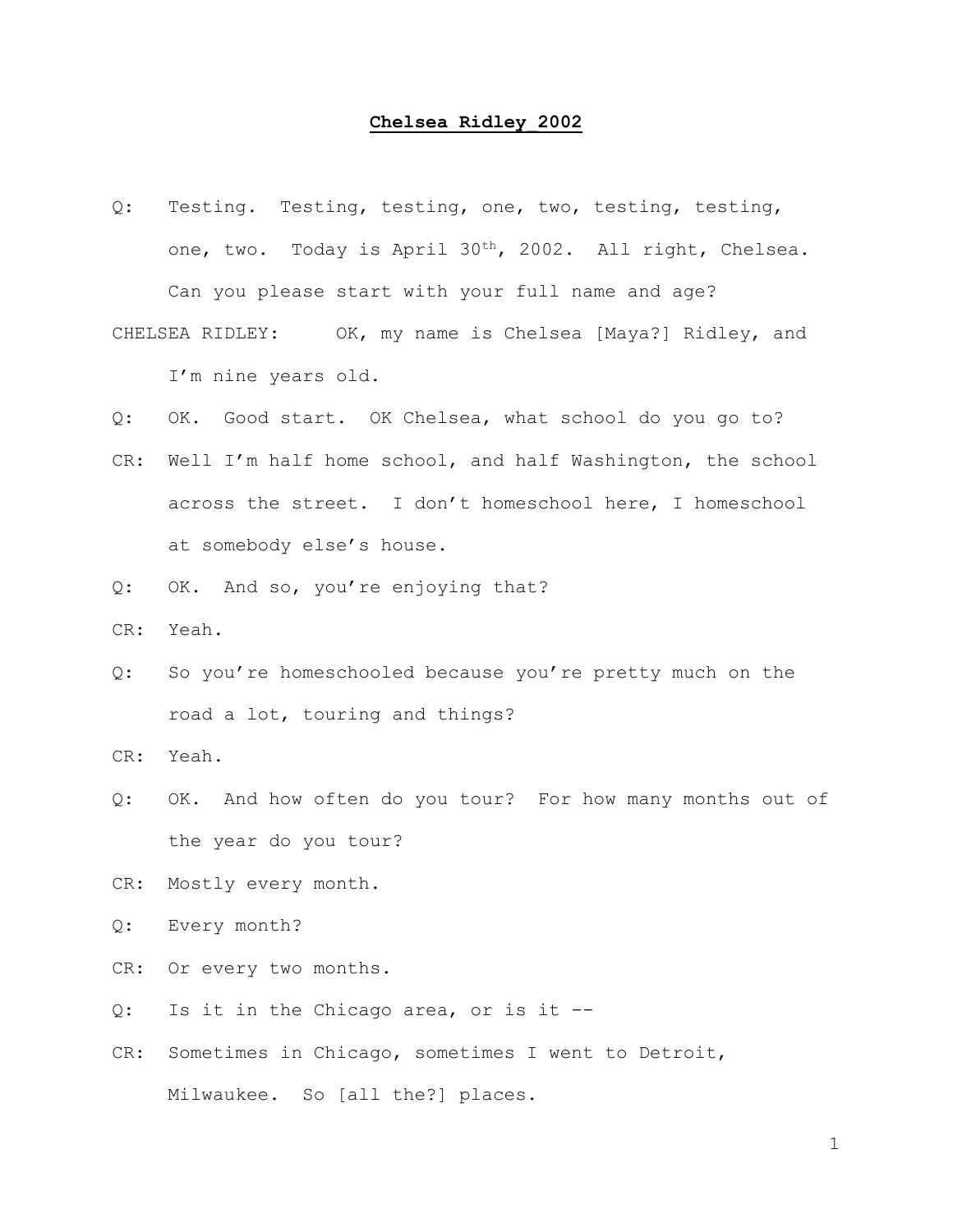# **Chelsea Ridley_2002**

Q: Testing. Testing, testing, one, two, testing, testing, one, two. Today is April 30th, 2002. All right, Chelsea. Can you please start with your full name and age?

CHELSEA RIDLEY: OK, my name is Chelsea [Maya?] Ridley, and I'm nine years old.

Q: OK. Good start. OK Chelsea, what school do you go to?

CR: Well I'm half home school, and half Washington, the school across the street. I don't homeschool here, I homeschool at somebody else's house.

Q: OK. And so, you're enjoying that?

CR: Yeah.

Q: So you're homeschooled because you're pretty much on the road a lot, touring and things?

CR: Yeah.

Q: OK. And how often do you tour? For how many months out of the year do you tour?

CR: Mostly every month.

Q: Every month?

CR: Or every two months.

Q: Is it in the Chicago area, or is it --

CR: Sometimes in Chicago, sometimes I went to Detroit, Milwaukee. So [all the?] places.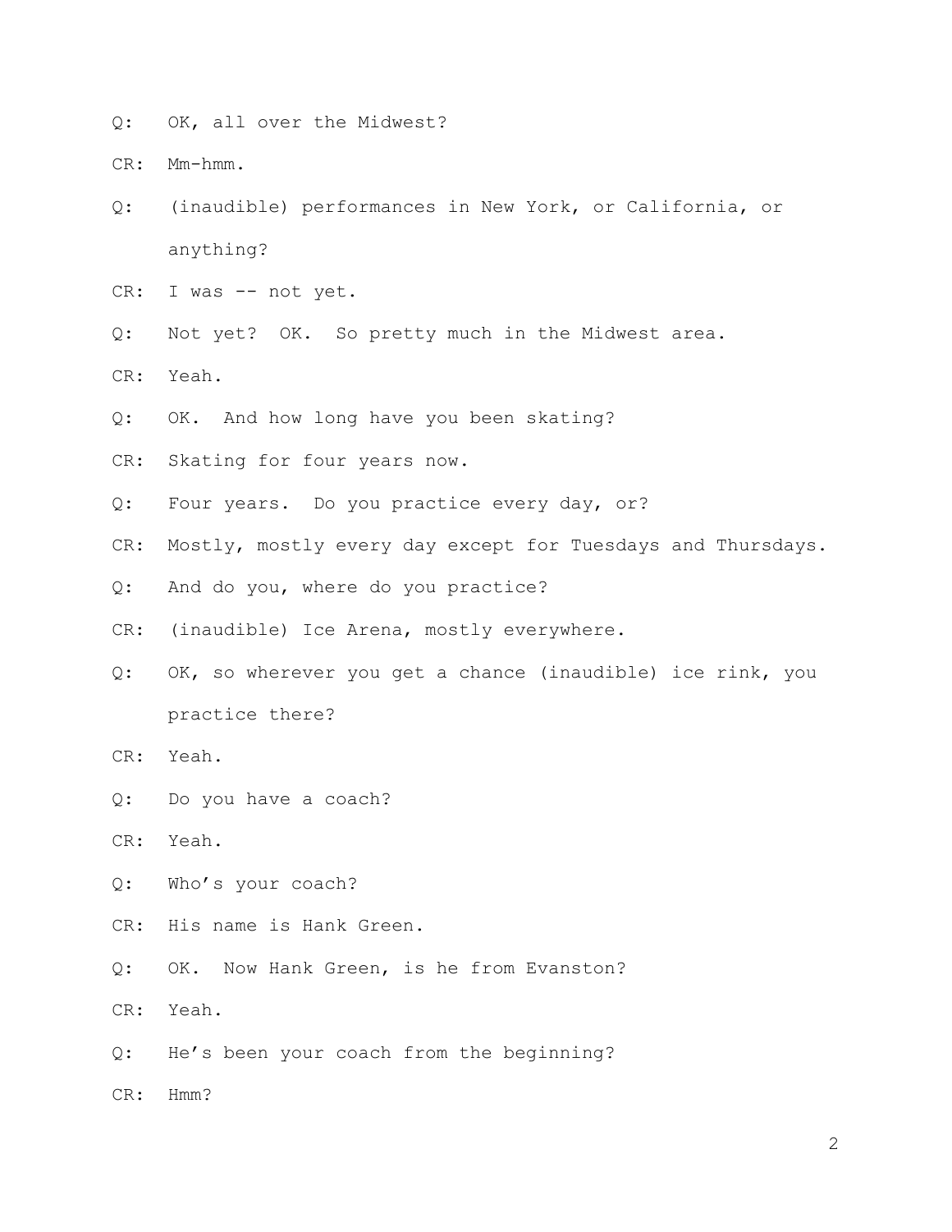Q: OK, all over the Midwest?

CR: Mm-hmm.

Q: (inaudible) performances in New York, or California, or anything?

CR: I was -- not yet.

Q: Not yet? OK. So pretty much in the Midwest area.

CR: Yeah.

Q: OK. And how long have you been skating?

CR: Skating for four years now.

Q: Four years. Do you practice every day, or?

CR: Mostly, mostly every day except for Tuesdays and Thursdays.

Q: And do you, where do you practice?

CR: (inaudible) Ice Arena, mostly everywhere.

Q: OK, so wherever you get a chance (inaudible) ice rink, you practice there?

CR: Yeah.

Q: Do you have a coach?

CR: Yeah.

Q: Who's your coach?

CR: His name is Hank Green.

Q: OK. Now Hank Green, is he from Evanston?

CR: Yeah.

Q: He's been your coach from the beginning?

CR: Hmm?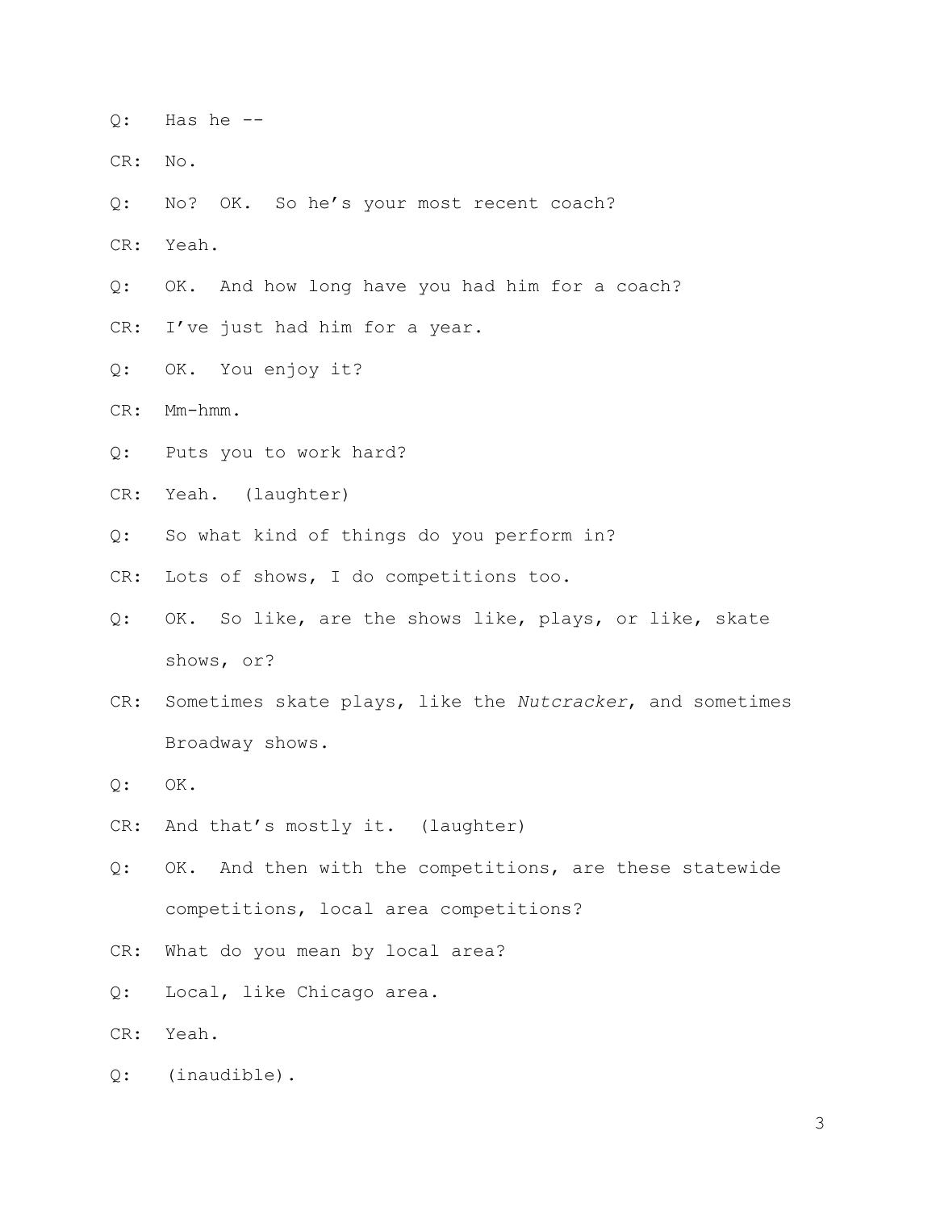Q: Has he --

CR: No.

Q: No? OK. So he's your most recent coach?

CR: Yeah.

Q: OK. And how long have you had him for a coach?

CR: I've just had him for a year.

Q: OK. You enjoy it?

CR: Mm-hmm.

Q: Puts you to work hard?

CR: Yeah. (laughter)

Q: So what kind of things do you perform in?

CR: Lots of shows, I do competitions too.

Q: OK. So like, are the shows like, plays, or like, skate shows, or?

CR: Sometimes skate plays, like the *Nutcracker*, and sometimes Broadway shows.

Q: OK.

CR: And that's mostly it. (laughter)

Q: OK. And then with the competitions, are these statewide competitions, local area competitions?

CR: What do you mean by local area?

Q: Local, like Chicago area.

CR: Yeah.

Q: (inaudible).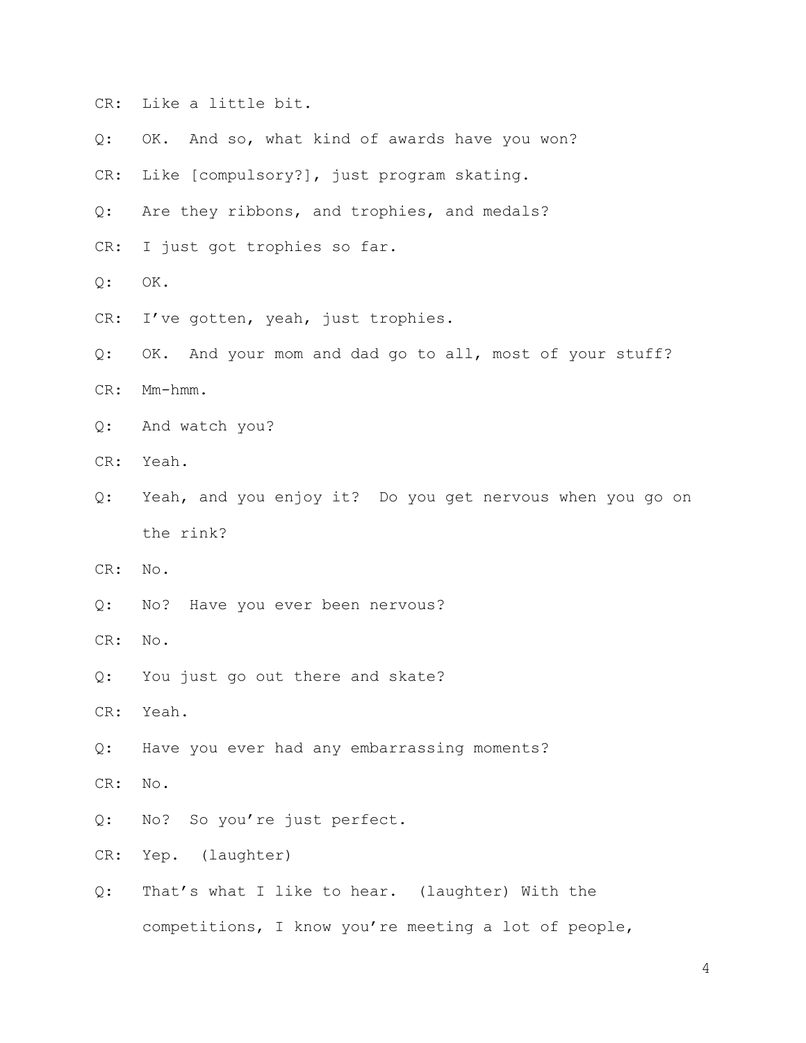CR: Like a little bit.

Q: OK. And so, what kind of awards have you won?

CR: Like [compulsory?], just program skating.

Q: Are they ribbons, and trophies, and medals?

CR: I just got trophies so far.

Q: OK.

CR: I've gotten, yeah, just trophies.

Q: OK. And your mom and dad go to all, most of your stuff?

CR: Mm-hmm.

Q: And watch you?

CR: Yeah.

Q: Yeah, and you enjoy it? Do you get nervous when you go on the rink?

CR: No.

Q: No? Have you ever been nervous?

CR: No.

Q: You just go out there and skate?

CR: Yeah.

Q: Have you ever had any embarrassing moments?

CR: No.

Q: No? So you're just perfect.

CR: Yep. (laughter)

Q: That's what I like to hear. (laughter) With the competitions, I know you're meeting a lot of people,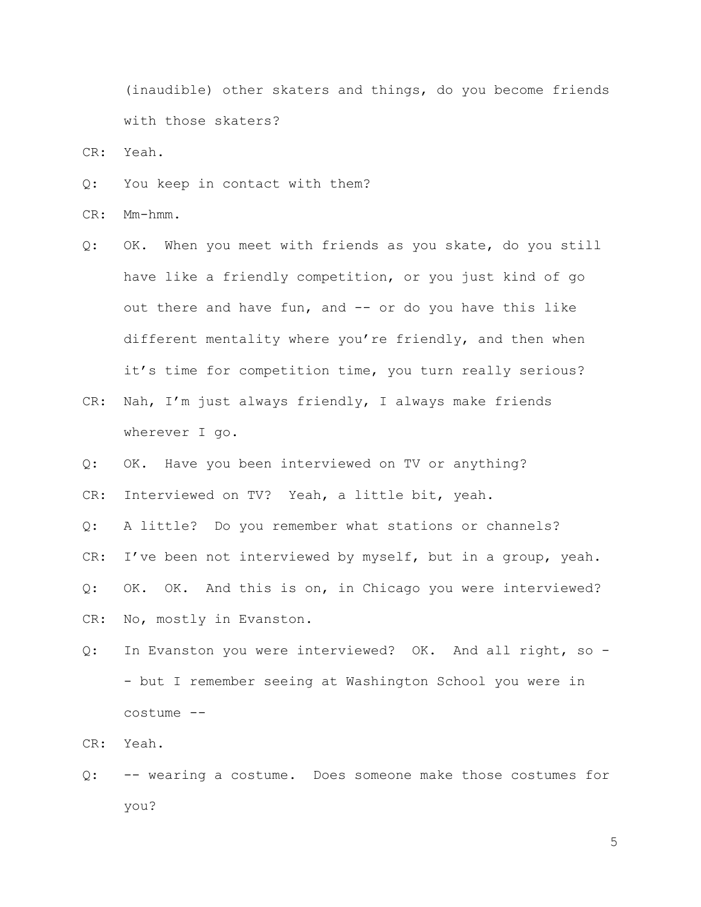(inaudible) other skaters and things, do you become friends with those skaters?

CR: Yeah.

Q: You keep in contact with them?

CR: Mm-hmm.

Q: OK. When you meet with friends as you skate, do you still have like a friendly competition, or you just kind of go out there and have fun, and -- or do you have this like different mentality where you're friendly, and then when it's time for competition time, you turn really serious?

CR: Nah, I'm just always friendly, I always make friends wherever I go.

Q: OK. Have you been interviewed on TV or anything?

CR: Interviewed on TV? Yeah, a little bit, yeah.

Q: A little? Do you remember what stations or channels?

CR: I've been not interviewed by myself, but in a group, yeah.

Q: OK. OK. And this is on, in Chicago you were interviewed?

CR: No, mostly in Evanston.

Q: In Evanston you were interviewed? OK. And all right, so -- but I remember seeing at Washington School you were in costume --

CR: Yeah.

Q: -- wearing a costume. Does someone make those costumes for you?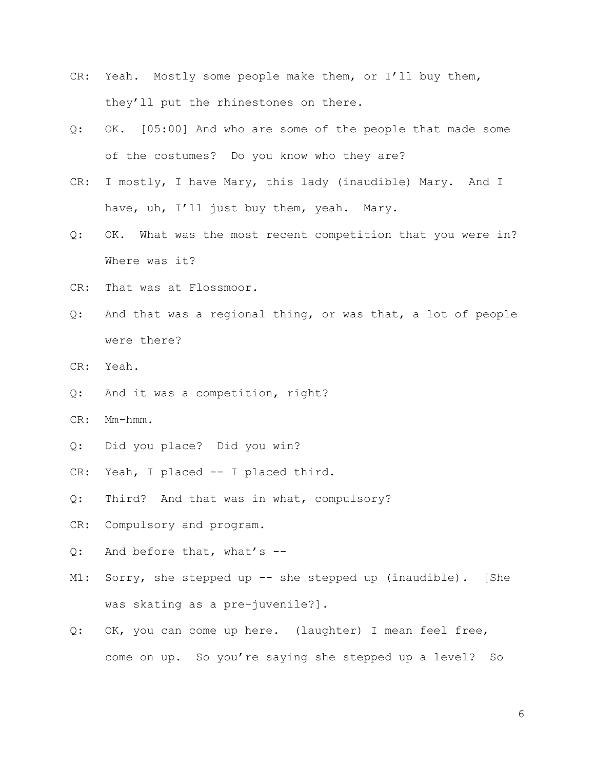CR: Yeah. Mostly some people make them, or I'll buy them, they'll put the rhinestones on there.

Q: OK. [05:00] And who are some of the people that made some of the costumes? Do you know who they are?

CR: I mostly, I have Mary, this lady (inaudible) Mary. And I have, uh, I'll just buy them, yeah. Mary.

Q: OK. What was the most recent competition that you were in? Where was it?

CR: That was at Flossmoor.

Q: And that was a regional thing, or was that, a lot of people were there?

CR: Yeah.

Q: And it was a competition, right?

CR: Mm-hmm.

Q: Did you place? Did you win?

CR: Yeah, I placed -- I placed third.

Q: Third? And that was in what, compulsory?

CR: Compulsory and program.

Q: And before that, what's --

M1: Sorry, she stepped up -- she stepped up (inaudible). [She was skating as a pre-juvenile?].

Q: OK, you can come up here. (laughter) I mean feel free, come on up. So you're saying she stepped up a level? So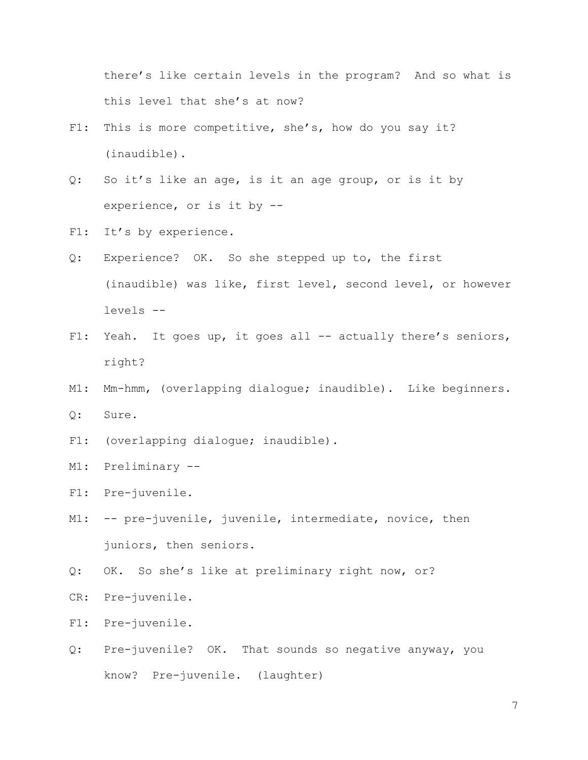there's like certain levels in the program? And so what is this level that she's at now?

F1: This is more competitive, she's, how do you say it? (inaudible).

Q: So it's like an age, is it an age group, or is it by experience, or is it by --

F1: It's by experience.

Q: Experience? OK. So she stepped up to, the first (inaudible) was like, first level, second level, or however levels --

F1: Yeah. It goes up, it goes all -- actually there's seniors, right?

M1: Mm-hmm, (overlapping dialogue; inaudible). Like beginners.

Q: Sure.

F1: (overlapping dialogue; inaudible).

M1: Preliminary --

F1: Pre-juvenile.

M1: -- pre-juvenile, juvenile, intermediate, novice, then juniors, then seniors.

Q: OK. So she's like at preliminary right now, or?

CR: Pre-juvenile.

F1: Pre-juvenile.

Q: Pre-juvenile? OK. That sounds so negative anyway, you know? Pre-juvenile. (laughter)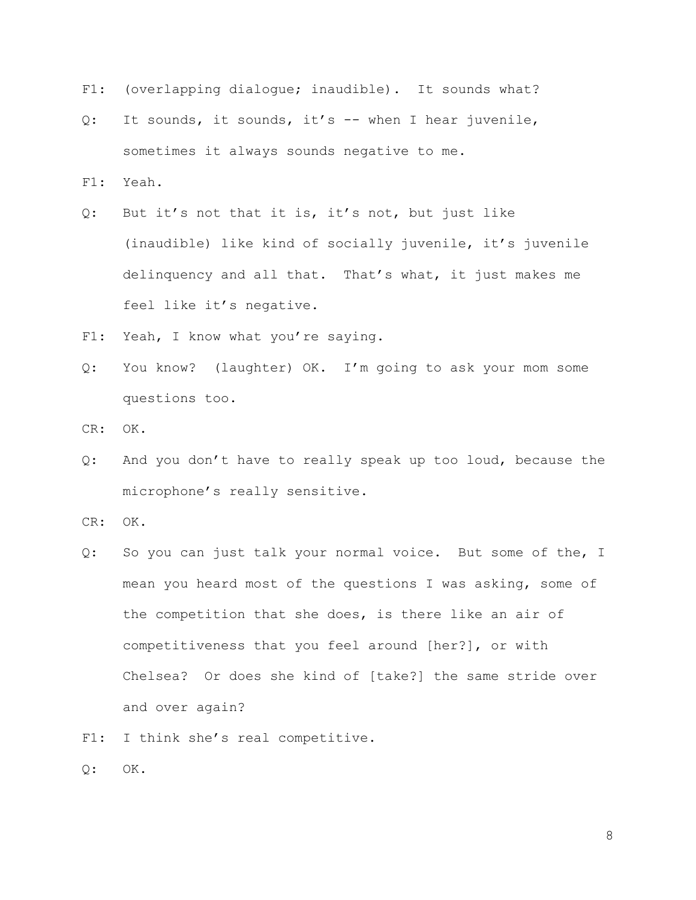F1: (overlapping dialogue; inaudible). It sounds what?

Q: It sounds, it sounds, it's -- when I hear juvenile, sometimes it always sounds negative to me.

F1: Yeah.

Q: But it's not that it is, it's not, but just like (inaudible) like kind of socially juvenile, it's juvenile delinquency and all that. That's what, it just makes me feel like it's negative.

F1: Yeah, I know what you're saying.

Q: You know? (laughter) OK. I'm going to ask your mom some questions too.

CR: OK.

Q: And you don't have to really speak up too loud, because the microphone's really sensitive.

CR: OK.

Q: So you can just talk your normal voice. But some of the, I mean you heard most of the questions I was asking, some of the competition that she does, is there like an air of competitiveness that you feel around [her?], or with Chelsea? Or does she kind of [take?] the same stride over and over again?

F1: I think she's real competitive.

Q: OK.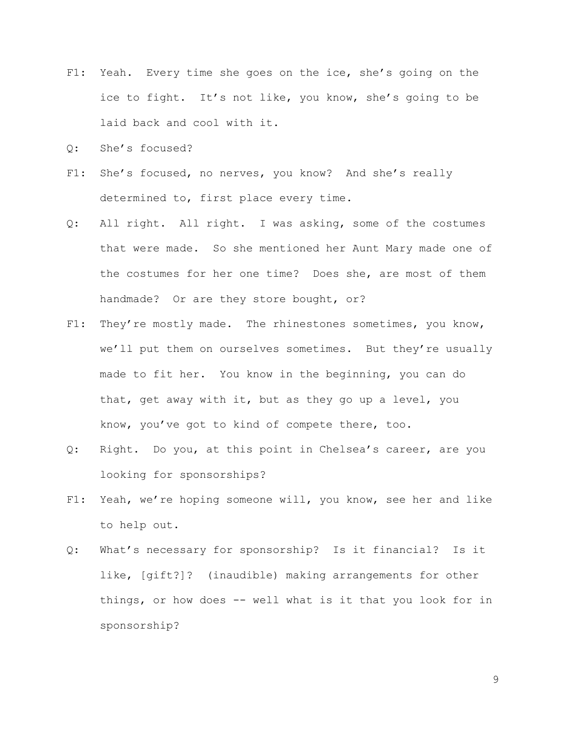F1: Yeah. Every time she goes on the ice, she's going on the ice to fight. It's not like, you know, she's going to be laid back and cool with it.

Q: She's focused?

F1: She's focused, no nerves, you know? And she's really determined to, first place every time.

Q: All right. All right. I was asking, some of the costumes that were made. So she mentioned her Aunt Mary made one of the costumes for her one time? Does she, are most of them handmade? Or are they store bought, or?

F1: They're mostly made. The rhinestones sometimes, you know, we'll put them on ourselves sometimes. But they're usually made to fit her. You know in the beginning, you can do that, get away with it, but as they go up a level, you know, you've got to kind of compete there, too.

Q: Right. Do you, at this point in Chelsea's career, are you looking for sponsorships?

F1: Yeah, we're hoping someone will, you know, see her and like to help out.

Q: What's necessary for sponsorship? Is it financial? Is it like, [gift?]? (inaudible) making arrangements for other things, or how does -- well what is it that you look for in sponsorship?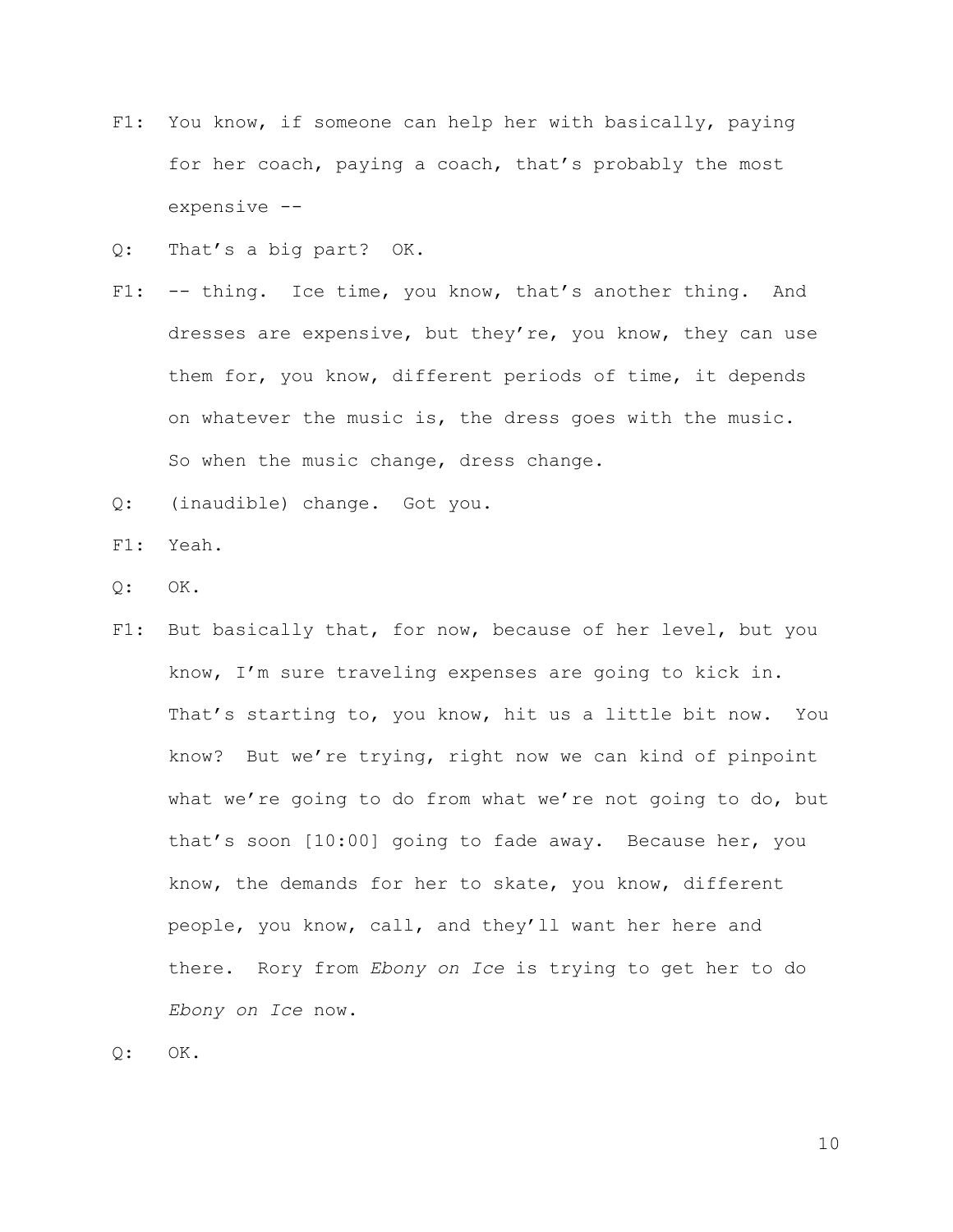F1: You know, if someone can help her with basically, paying for her coach, paying a coach, that's probably the most expensive --

Q: That's a big part? OK.

F1: -- thing. Ice time, you know, that's another thing. And dresses are expensive, but they're, you know, they can use them for, you know, different periods of time, it depends on whatever the music is, the dress goes with the music. So when the music change, dress change.

Q: (inaudible) change. Got you.

F1: Yeah.

Q: OK.

F1: But basically that, for now, because of her level, but you know, I'm sure traveling expenses are going to kick in. That's starting to, you know, hit us a little bit now. You know? But we're trying, right now we can kind of pinpoint what we're going to do from what we're not going to do, but that's soon [10:00] going to fade away. Because her, you know, the demands for her to skate, you know, different people, you know, call, and they'll want her here and there. Rory from *Ebony on Ice* is trying to get her to do *Ebony on Ice* now.

Q: OK.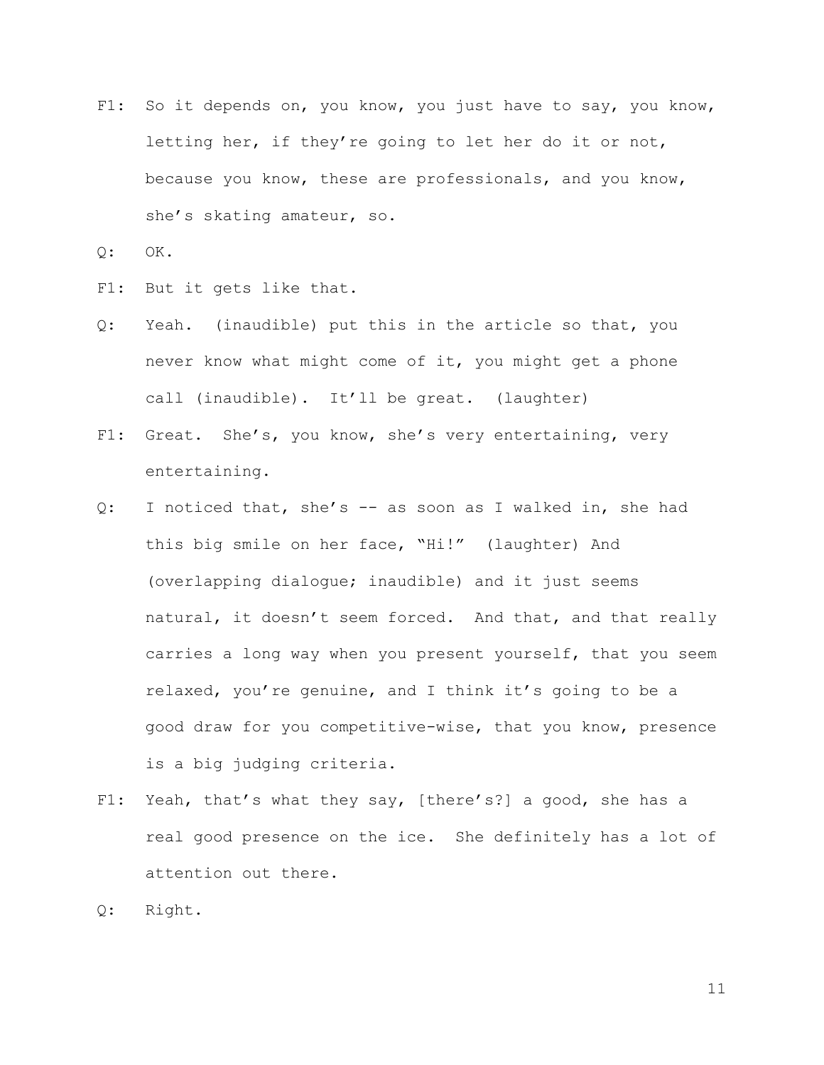F1: So it depends on, you know, you just have to say, you know, letting her, if they're going to let her do it or not, because you know, these are professionals, and you know, she's skating amateur, so.

Q: OK.

F1: But it gets like that.

Q: Yeah. (inaudible) put this in the article so that, you never know what might come of it, you might get a phone call (inaudible). It'll be great. (laughter)

F1: Great. She's, you know, she's very entertaining, very entertaining.

Q: I noticed that, she's -- as soon as I walked in, she had this big smile on her face, "Hi!" (laughter) And (overlapping dialogue; inaudible) and it just seems natural, it doesn't seem forced. And that, and that really carries a long way when you present yourself, that you seem relaxed, you're genuine, and I think it's going to be a good draw for you competitive-wise, that you know, presence is a big judging criteria.

F1: Yeah, that's what they say, [there's?] a good, she has a real good presence on the ice. She definitely has a lot of attention out there.

Q: Right.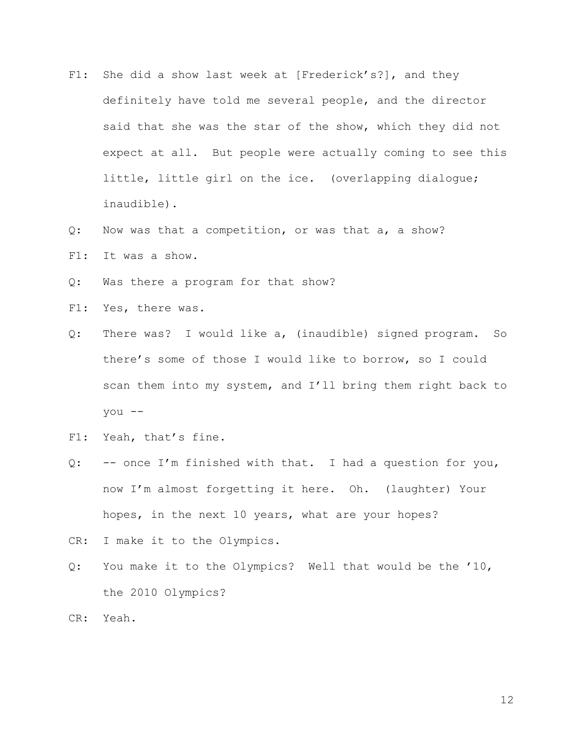F1: She did a show last week at [Frederick's?], and they definitely have told me several people, and the director said that she was the star of the show, which they did not expect at all. But people were actually coming to see this little, little girl on the ice. (overlapping dialogue; inaudible).

Q: Now was that a competition, or was that a, a show?

F1: It was a show.

Q: Was there a program for that show?

F1: Yes, there was.

Q: There was? I would like a, (inaudible) signed program. So there's some of those I would like to borrow, so I could scan them into my system, and I'll bring them right back to you --

F1: Yeah, that's fine.

Q: -- once I'm finished with that. I had a question for you, now I'm almost forgetting it here. Oh. (laughter) Your hopes, in the next 10 years, what are your hopes?

CR: I make it to the Olympics.

Q: You make it to the Olympics? Well that would be the '10, the 2010 Olympics?

CR: Yeah.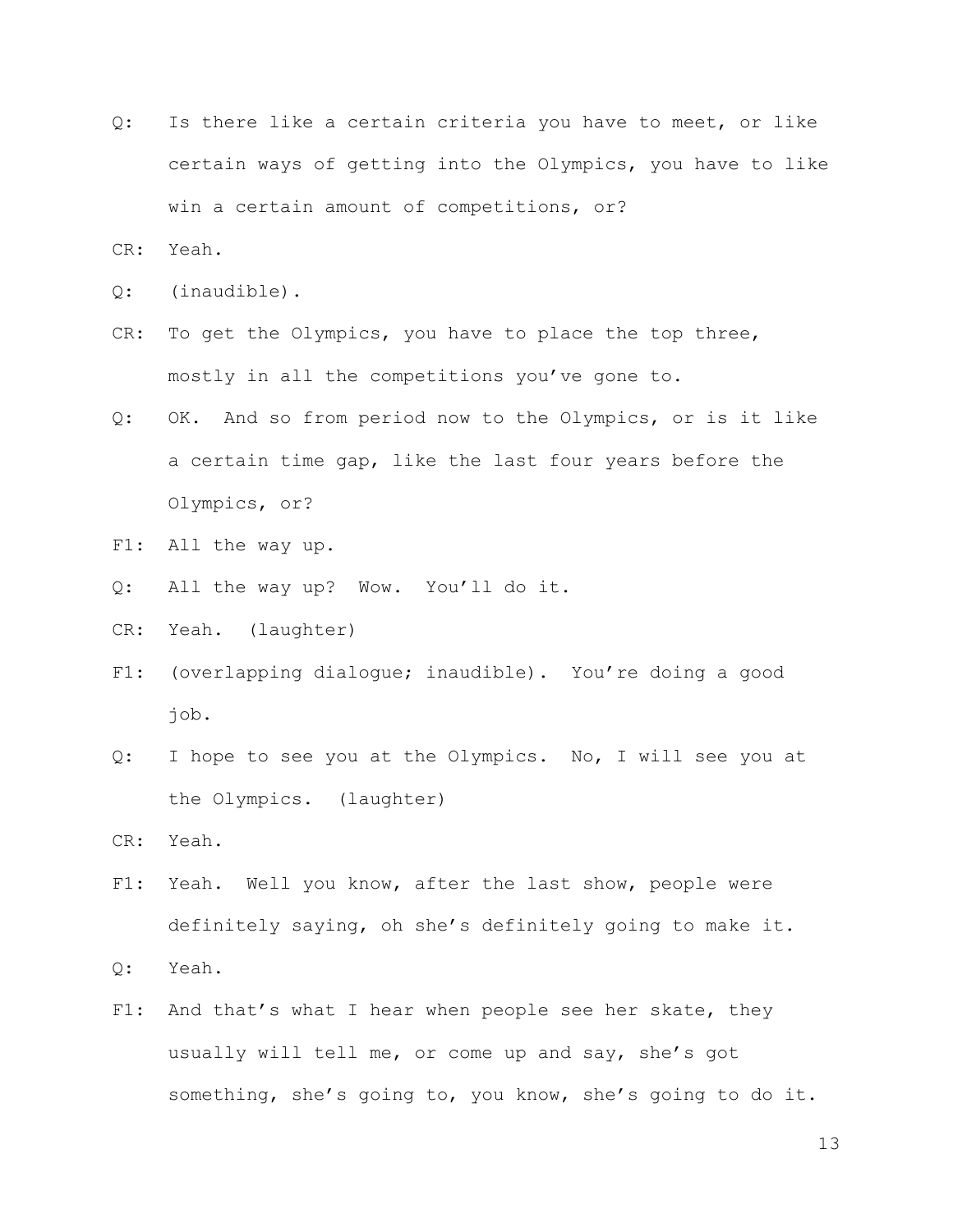Q: Is there like a certain criteria you have to meet, or like certain ways of getting into the Olympics, you have to like win a certain amount of competitions, or?

CR: Yeah.

Q: (inaudible).

CR: To get the Olympics, you have to place the top three, mostly in all the competitions you've gone to.

Q: OK. And so from period now to the Olympics, or is it like a certain time gap, like the last four years before the Olympics, or?

F1: All the way up.

Q: All the way up? Wow. You'll do it.

CR: Yeah. (laughter)

F1: (overlapping dialogue; inaudible). You're doing a good job.

Q: I hope to see you at the Olympics. No, I will see you at the Olympics. (laughter)

CR: Yeah.

F1: Yeah. Well you know, after the last show, people were definitely saying, oh she's definitely going to make it.

Q: Yeah.

F1: And that's what I hear when people see her skate, they usually will tell me, or come up and say, she's got something, she's going to, you know, she's going to do it.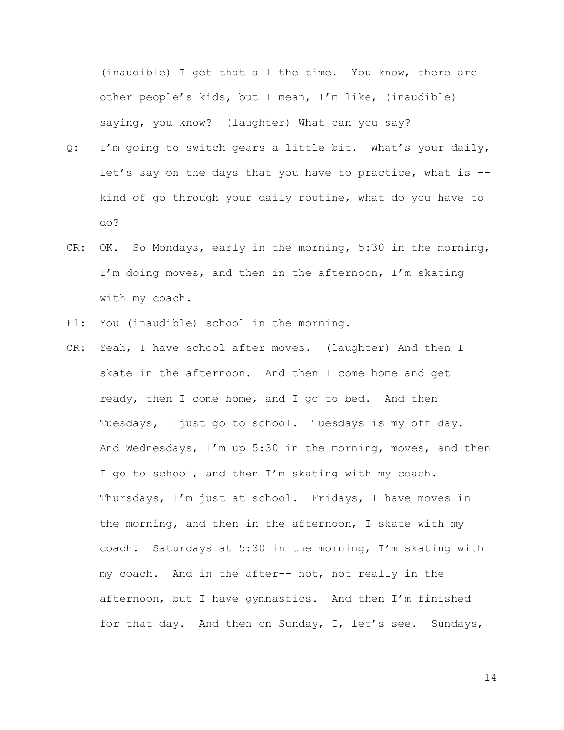(inaudible) I get that all the time. You know, there are other people's kids, but I mean, I'm like, (inaudible) saying, you know? (laughter) What can you say?

Q: I'm going to switch gears a little bit. What's your daily, let's say on the days that you have to practice, what is -- kind of go through your daily routine, what do you have to do?

CR: OK. So Mondays, early in the morning, 5:30 in the morning, I'm doing moves, and then in the afternoon, I'm skating with my coach.

F1: You (inaudible) school in the morning.

CR: Yeah, I have school after moves. (laughter) And then I skate in the afternoon. And then I come home and get ready, then I come home, and I go to bed. And then Tuesdays, I just go to school. Tuesdays is my off day. And Wednesdays, I'm up 5:30 in the morning, moves, and then I go to school, and then I'm skating with my coach. Thursdays, I'm just at school. Fridays, I have moves in the morning, and then in the afternoon, I skate with my coach. Saturdays at 5:30 in the morning, I'm skating with my coach. And in the after-- not, not really in the afternoon, but I have gymnastics. And then I'm finished for that day. And then on Sunday, I, let's see. Sundays,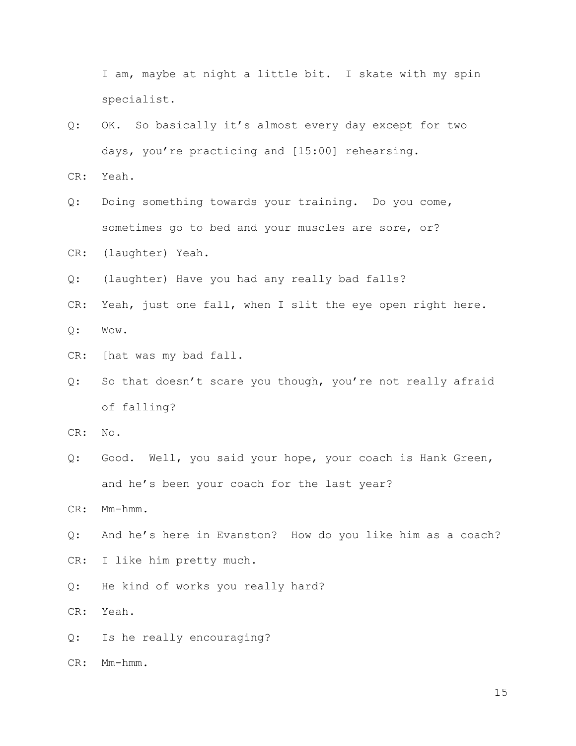I am, maybe at night a little bit. I skate with my spin specialist.

Q: OK. So basically it's almost every day except for two days, you're practicing and [15:00] rehearsing.

CR: Yeah.

Q: Doing something towards your training. Do you come, sometimes go to bed and your muscles are sore, or?

CR: (laughter) Yeah.

Q: (laughter) Have you had any really bad falls?

CR: Yeah, just one fall, when I slit the eye open right here.

Q: Wow.

CR: [hat was my bad fall.

Q: So that doesn't scare you though, you're not really afraid of falling?

CR: No.

Q: Good. Well, you said your hope, your coach is Hank Green, and he's been your coach for the last year?

CR: Mm-hmm.

Q: And he's here in Evanston? How do you like him as a coach?

CR: I like him pretty much.

Q: He kind of works you really hard?

CR: Yeah.

Q: Is he really encouraging?

CR: Mm-hmm.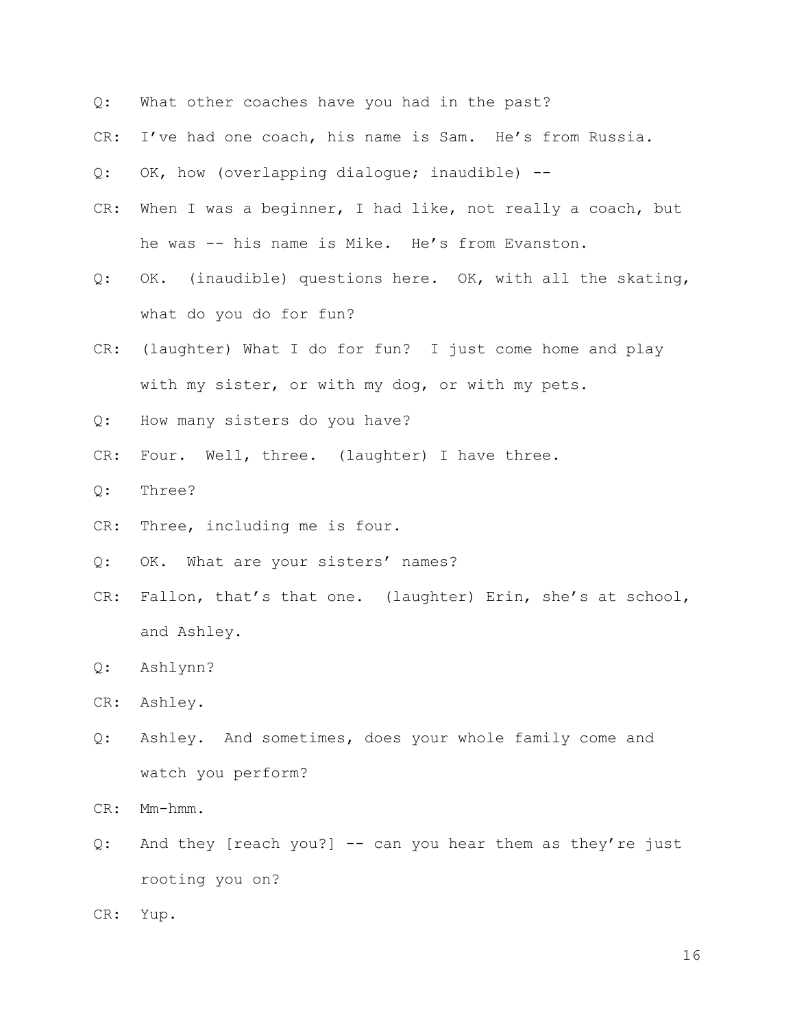Q: What other coaches have you had in the past?

CR: I've had one coach, his name is Sam. He's from Russia.

Q: OK, how (overlapping dialogue; inaudible) --

CR: When I was a beginner, I had like, not really a coach, but he was -- his name is Mike. He's from Evanston.

Q: OK. (inaudible) questions here. OK, with all the skating, what do you do for fun?

CR: (laughter) What I do for fun? I just come home and play with my sister, or with my dog, or with my pets.

Q: How many sisters do you have?

CR: Four. Well, three. (laughter) I have three.

Q: Three?

CR: Three, including me is four.

Q: OK. What are your sisters' names?

CR: Fallon, that's that one. (laughter) Erin, she's at school, and Ashley.

Q: Ashlynn?

CR: Ashley.

Q: Ashley. And sometimes, does your whole family come and watch you perform?

CR: Mm-hmm.

Q: And they [reach you?] -- can you hear them as they're just rooting you on?

CR: Yup.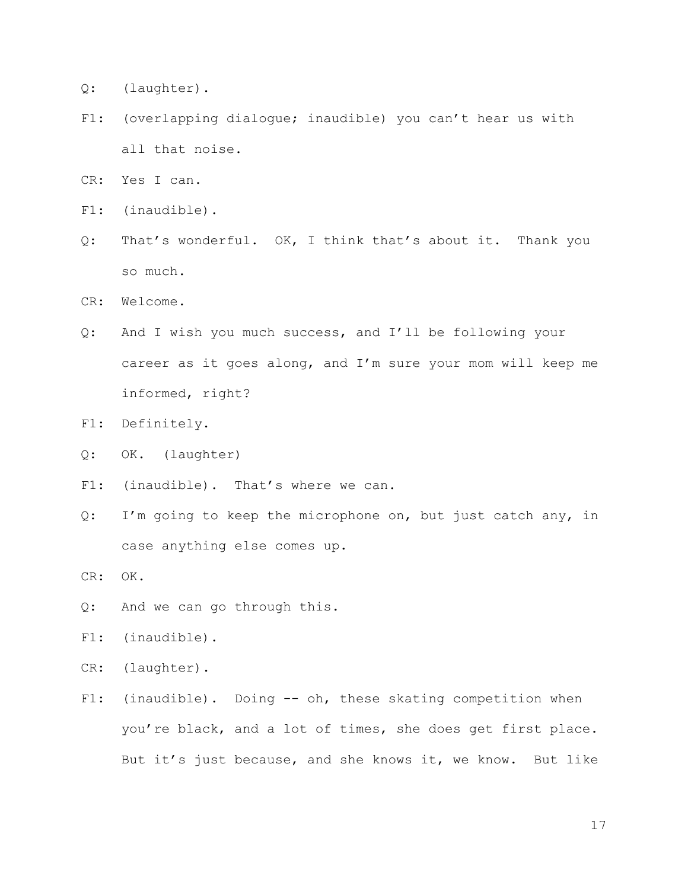Q: (laughter).

F1: (overlapping dialogue; inaudible) you can't hear us with all that noise.

CR: Yes I can.

F1: (inaudible).

Q: That's wonderful. OK, I think that's about it. Thank you so much.

CR: Welcome.

Q: And I wish you much success, and I'll be following your career as it goes along, and I'm sure your mom will keep me informed, right?

F1: Definitely.

Q: OK. (laughter)

F1: (inaudible). That's where we can.

Q: I'm going to keep the microphone on, but just catch any, in case anything else comes up.

CR: OK.

Q: And we can go through this.

F1: (inaudible).

CR: (laughter).

F1: (inaudible). Doing -- oh, these skating competition when you're black, and a lot of times, she does get first place. But it's just because, and she knows it, we know. But like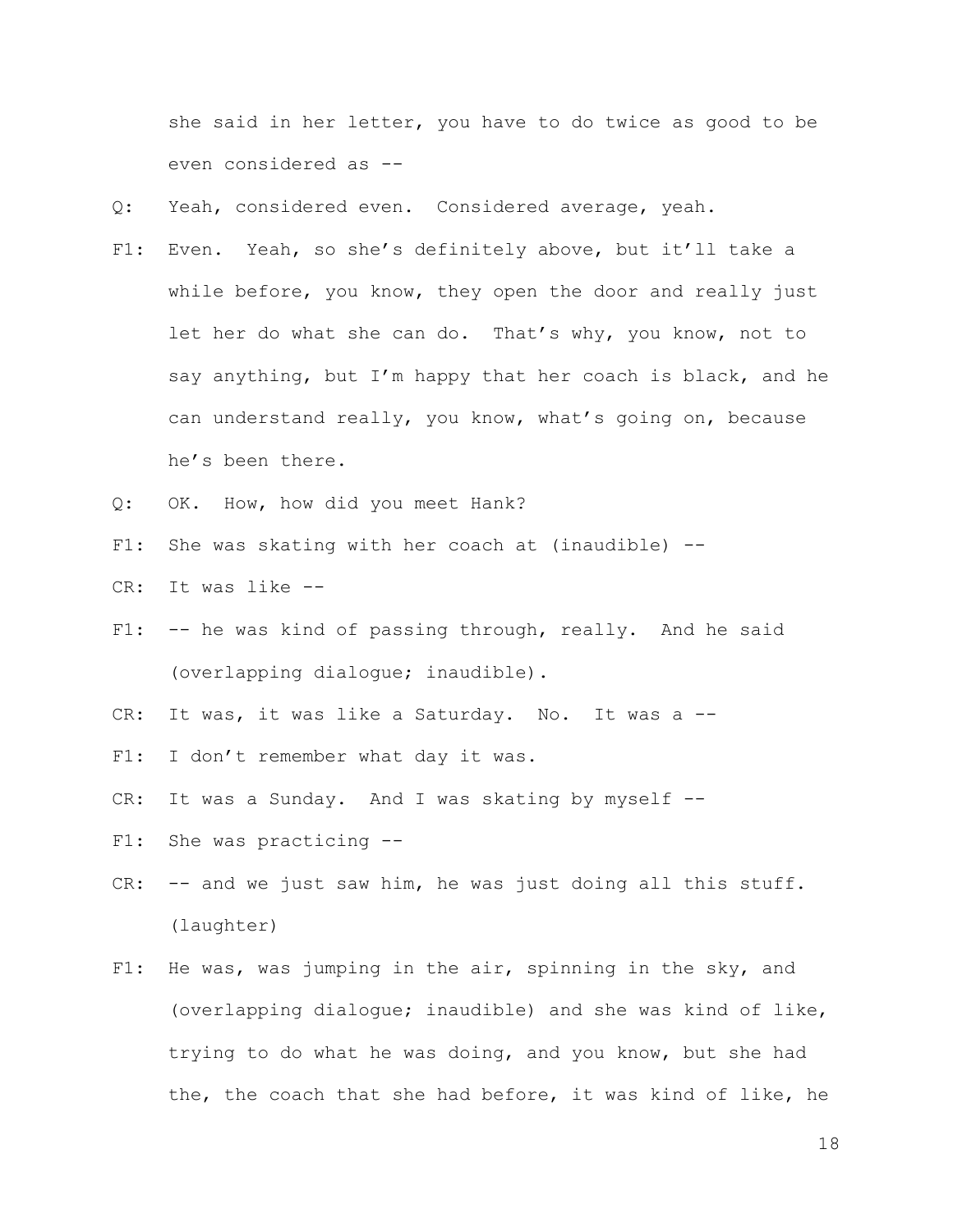she said in her letter, you have to do twice as good to be even considered as --

Q: Yeah, considered even. Considered average, yeah.

F1: Even. Yeah, so she's definitely above, but it'll take a while before, you know, they open the door and really just let her do what she can do. That's why, you know, not to say anything, but I'm happy that her coach is black, and he can understand really, you know, what's going on, because he's been there.

Q: OK. How, how did you meet Hank?

F1: She was skating with her coach at (inaudible) --

CR: It was like --

F1: -- he was kind of passing through, really. And he said (overlapping dialogue; inaudible).

CR: It was, it was like a Saturday. No. It was a --

F1: I don't remember what day it was.

CR: It was a Sunday. And I was skating by myself --

F1: She was practicing --

CR: -- and we just saw him, he was just doing all this stuff. (laughter)

F1: He was, was jumping in the air, spinning in the sky, and (overlapping dialogue; inaudible) and she was kind of like, trying to do what he was doing, and you know, but she had the, the coach that she had before, it was kind of like, he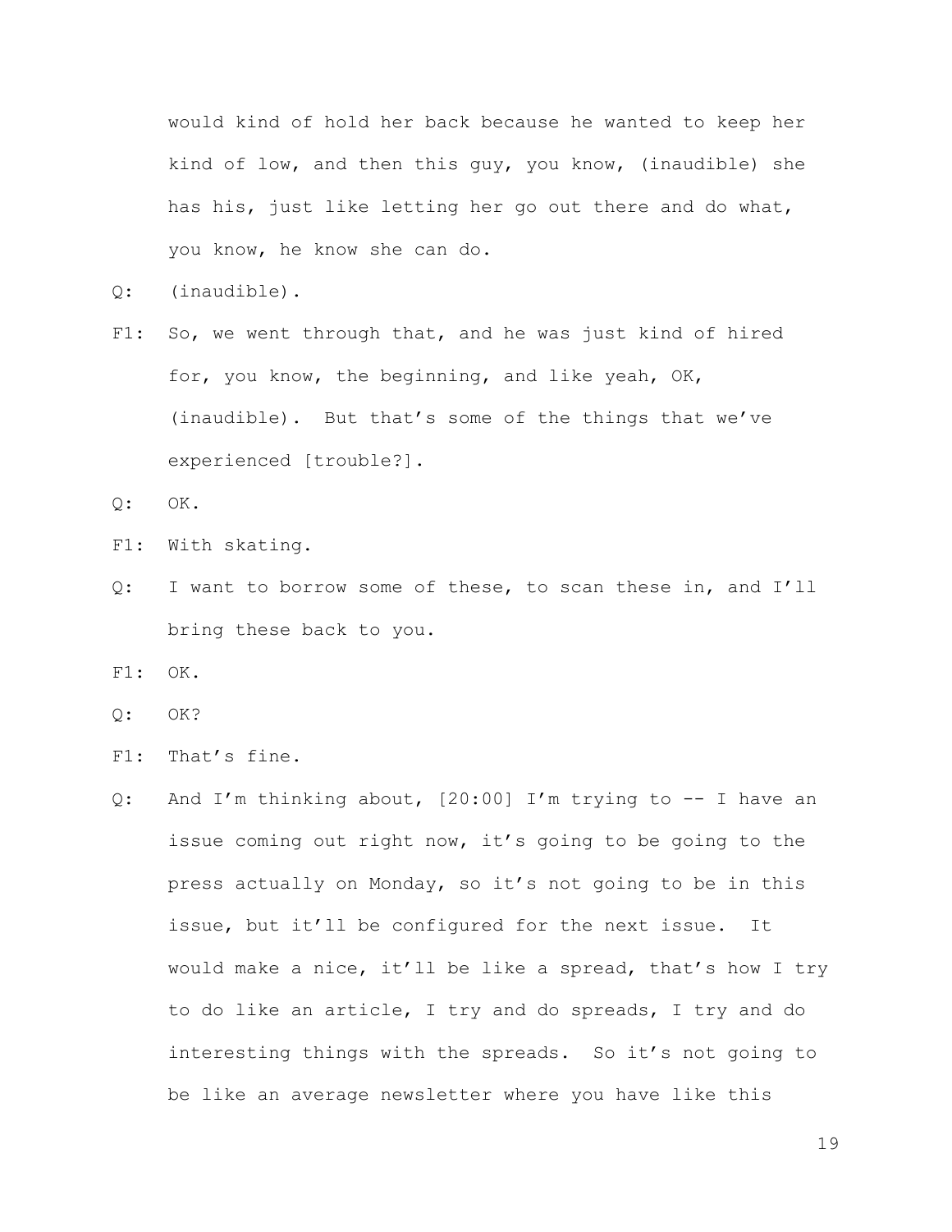would kind of hold her back because he wanted to keep her kind of low, and then this guy, you know, (inaudible) she has his, just like letting her go out there and do what, you know, he know she can do.

Q: (inaudible).

F1: So, we went through that, and he was just kind of hired for, you know, the beginning, and like yeah, OK, (inaudible). But that's some of the things that we've experienced [trouble?].

Q: OK.

F1: With skating.

Q: I want to borrow some of these, to scan these in, and I'll bring these back to you.

F1: OK.

Q: OK?

F1: That's fine.

Q: And I'm thinking about, [20:00] I'm trying to -- I have an issue coming out right now, it's going to be going to the press actually on Monday, so it's not going to be in this issue, but it'll be configured for the next issue. It would make a nice, it'll be like a spread, that's how I try to do like an article, I try and do spreads, I try and do interesting things with the spreads. So it's not going to be like an average newsletter where you have like this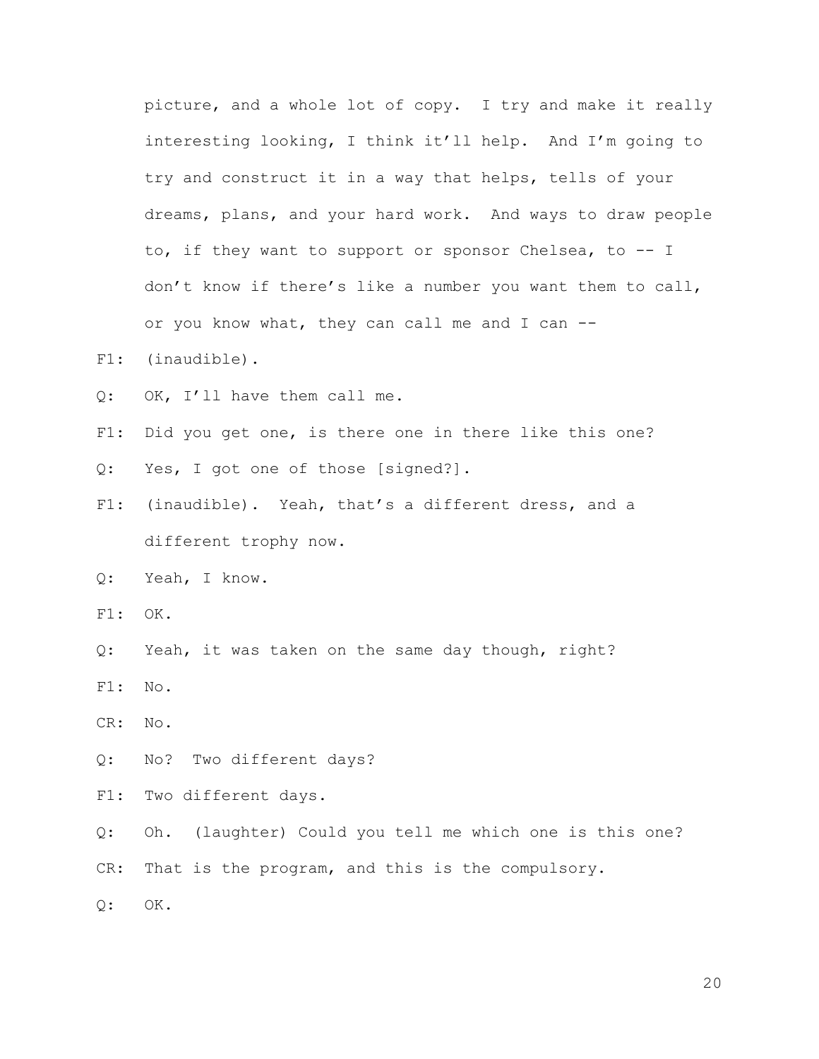picture, and a whole lot of copy. I try and make it really interesting looking, I think it'll help. And I'm going to try and construct it in a way that helps, tells of your dreams, plans, and your hard work. And ways to draw people to, if they want to support or sponsor Chelsea, to -- I don't know if there's like a number you want them to call, or you know what, they can call me and I can --

F1: (inaudible).

Q: OK, I'll have them call me.

F1: Did you get one, is there one in there like this one?

Q: Yes, I got one of those [signed?].

F1: (inaudible). Yeah, that's a different dress, and a different trophy now.

Q: Yeah, I know.

F1: OK.

Q: Yeah, it was taken on the same day though, right?

F1: No.

CR: No.

Q: No? Two different days?

F1: Two different days.

Q: Oh. (laughter) Could you tell me which one is this one?

CR: That is the program, and this is the compulsory.

Q: OK.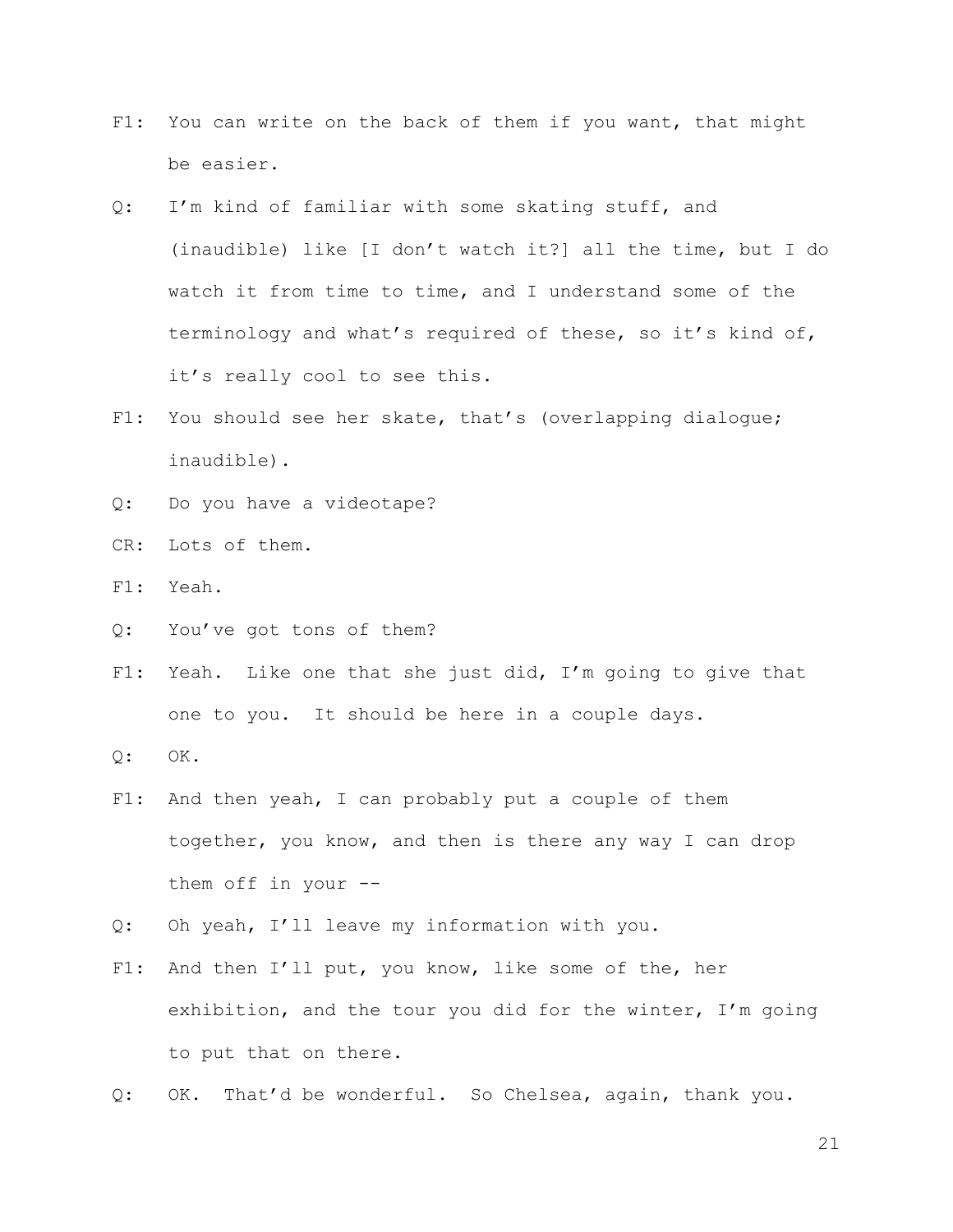F1: You can write on the back of them if you want, that might be easier.

Q: I'm kind of familiar with some skating stuff, and (inaudible) like [I don't watch it?] all the time, but I do watch it from time to time, and I understand some of the terminology and what's required of these, so it's kind of, it's really cool to see this.

F1: You should see her skate, that's (overlapping dialogue; inaudible).

Q: Do you have a videotape?

CR: Lots of them.

F1: Yeah.

Q: You've got tons of them?

F1: Yeah. Like one that she just did, I'm going to give that one to you. It should be here in a couple days.

Q: OK.

F1: And then yeah, I can probably put a couple of them together, you know, and then is there any way I can drop them off in your --

Q: Oh yeah, I'll leave my information with you.

F1: And then I'll put, you know, like some of the, her exhibition, and the tour you did for the winter, I'm going to put that on there.

Q: OK. That'd be wonderful. So Chelsea, again, thank you.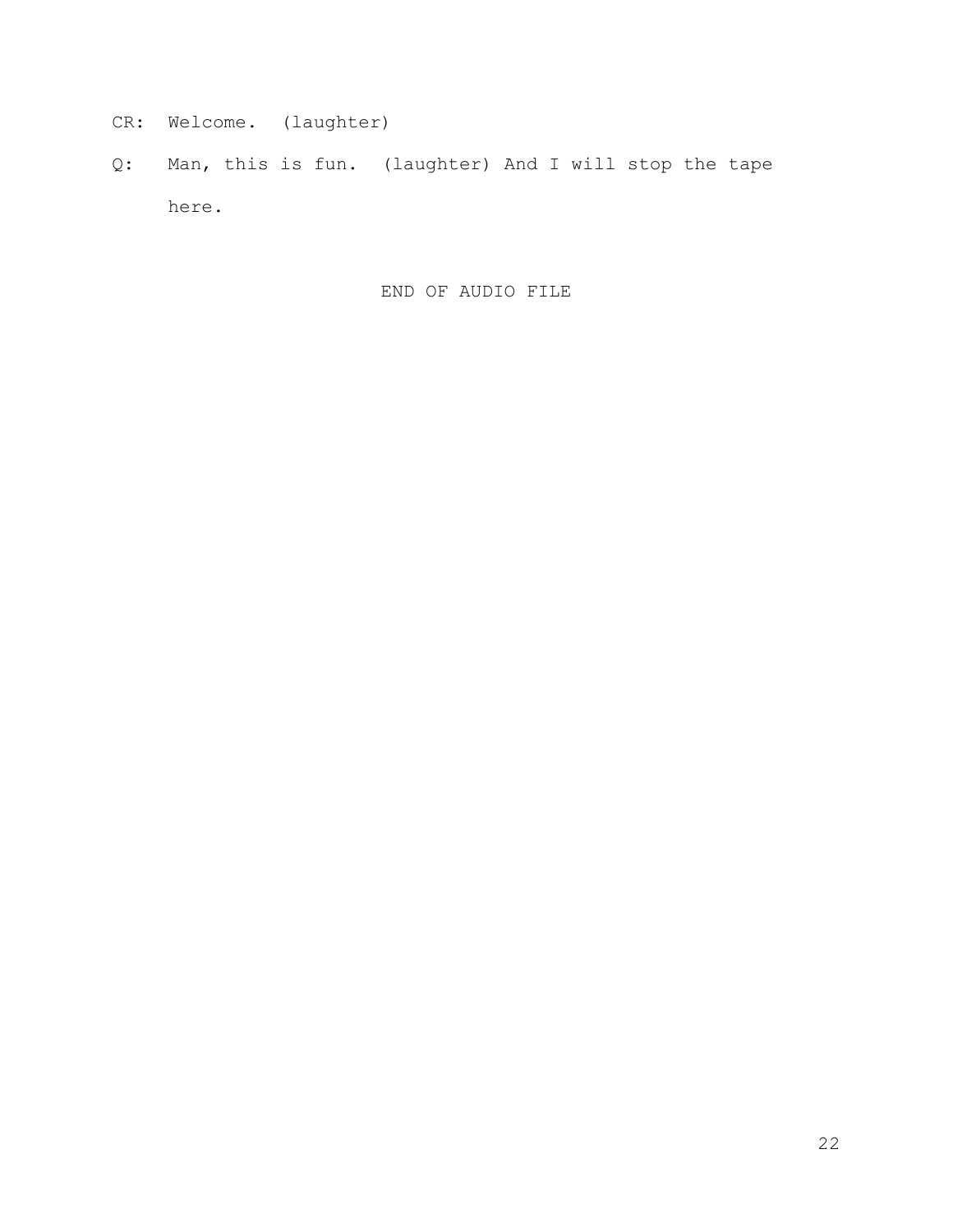CR: Welcome. (laughter)

Q: Man, this is fun. (laughter) And I will stop the tape here.

END OF AUDIO FILE